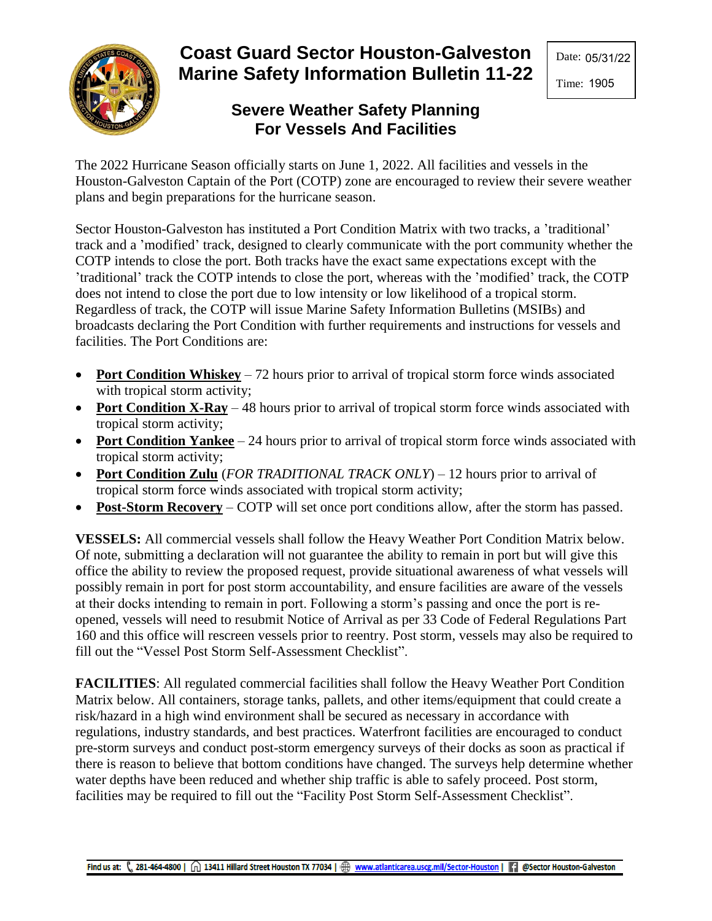# Coast Guard Sector Houston-Galveston Marine Safety Information Bulletin 11-22

Date: 05/31/22

Time: 1905

## Severe Weather Safety Planning For Vessels And Facilities

The 2022 Hurricane Season officially starts on June 1, 2022. All facilities and vessels in the Houston-Galveston Captain of the Port (COTP) zone are encouraged to review their severe weather plans and begin preparations for the hurricane season.

Sector Houston-Galveston has instituted a Port Condition Matrix with two tracks, a 'traditional' track and a 'modified' track, designed to clearly communicate with the port community whether the COTP intends to close the port. Both tracks have the exact same expectations except with the 'traditional' track the COTP intends to close the port, whereas with the 'modified' track, the COTP does not intend to close the port due to low intensity or low likelihood of a tropical storm. Regardless of track, the COTP will issue Marine Safety Information Bulletins (MSIBs) and broadcasts declaring the Port Condition with further requirements and instructions for vessels and facilities. The Port Conditions are:

- **Port Condition Whiskey** – 72 hours prior to arrival of tropical storm force winds associated with tropical storm activity;
- **Port Condition X-Ray** – 48 hours prior to arrival of tropical storm force winds associated with tropical storm activity;
- **Port Condition Yankee** – 24 hours prior to arrival of tropical storm force winds associated with tropical storm activity;
- **Port Condition Zulu** (*FOR TRADITIONAL TRACK ONLY*) – 12 hours prior to arrival of tropical storm force winds associated with tropical storm activity;
- **Post-Storm Recovery** – COTP will set once port conditions allow, after the storm has passed.

**VESSELS:** All commercial vessels shall follow the Heavy Weather Port Condition Matrix below. Of note, submitting a declaration will not guarantee the ability to remain in port but will give this office the ability to review the proposed request, provide situational awareness of what vessels will possibly remain in port for post storm accountability, and ensure facilities are aware of the vessels at their docks intending to remain in port. Following a storm's passing and once the port is re-opened, vessels will need to resubmit Notice of Arrival as per 33 Code of Federal Regulations Part 160 and this office will rescreen vessels prior to reentry. Post storm, vessels may also be required to fill out the "Vessel Post Storm Self-Assessment Checklist".

**FACILITIES**: All regulated commercial facilities shall follow the Heavy Weather Port Condition Matrix below. All containers, storage tanks, pallets, and other items/equipment that could create a risk/hazard in a high wind environment shall be secured as necessary in accordance with regulations, industry standards, and best practices. Waterfront facilities are encouraged to conduct pre-storm surveys and conduct post-storm emergency surveys of their docks as soon as practical if there is reason to believe that bottom conditions have changed. The surveys help determine whether water depths have been reduced and whether ship traffic is able to safely proceed. Post storm, facilities may be required to fill out the "Facility Post Storm Self-Assessment Checklist".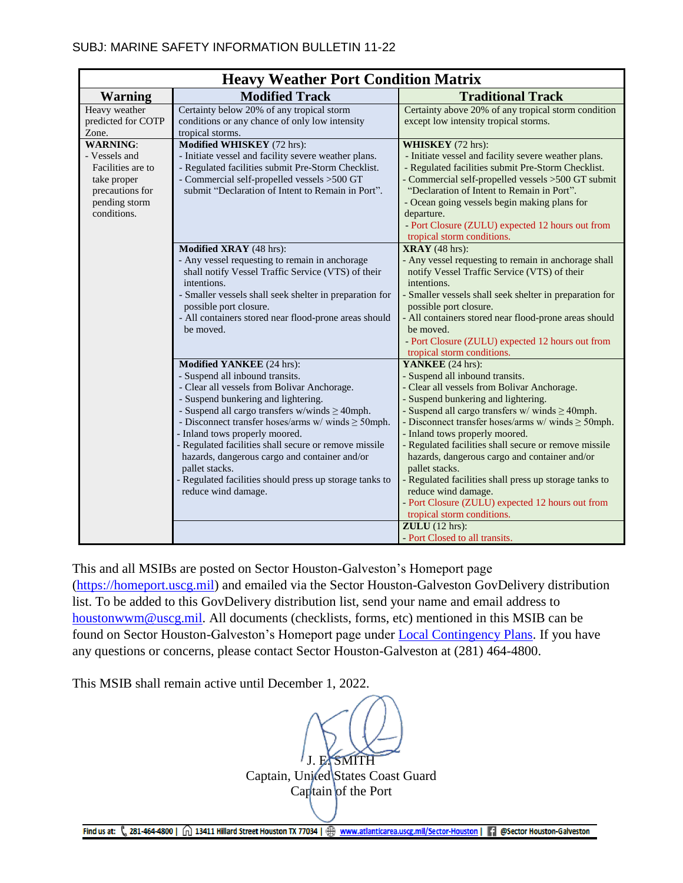SUBJ: MARINE SAFETY INFORMATION BULLETIN 11-22

| Heavy Weather Port Condition Matrix | | |
|---|---|---|
| **Warning** | **Modified Track** | **Traditional Track** |
| Heavy weather predicted for COTP Zone. | Certainty below 20% of any tropical storm conditions or any chance of only low intensity tropical storms. | Certainty above 20% of any tropical storm condition except low intensity tropical storms. |
| **WARNING**:<br>- Vessels and Facilities are to take proper precautions for pending storm conditions. | **Modified WHISKEY** (72 hrs):<br>- Initiate vessel and facility severe weather plans.<br>- Regulated facilities submit Pre-Storm Checklist.<br>- Commercial self-propelled vessels >500 GT submit "Declaration of Intent to Remain in Port". | **WHISKEY** (72 hrs):<br>- Initiate vessel and facility severe weather plans.<br>- Regulated facilities submit Pre-Storm Checklist.<br>- Commercial self-propelled vessels >500 GT submit "Declaration of Intent to Remain in Port".<br>- Ocean going vessels begin making plans for departure.<br>- Port Closure (ZULU) expected 12 hours out from tropical storm conditions. |
| | **Modified XRAY** (48 hrs):<br>- Any vessel requesting to remain in anchorage shall notify Vessel Traffic Service (VTS) of their intentions.<br>- Smaller vessels shall seek shelter in preparation for possible port closure.<br>- All containers stored near flood-prone areas should be moved. | **XRAY** (48 hrs):<br>- Any vessel requesting to remain in anchorage shall notify Vessel Traffic Service (VTS) of their intentions.<br>- Smaller vessels shall seek shelter in preparation for possible port closure.<br>- All containers stored near flood-prone areas should be moved.<br>- Port Closure (ZULU) expected 12 hours out from tropical storm conditions. |
| | **Modified YANKEE** (24 hrs):<br>- Suspend all inbound transits.<br>- Clear all vessels from Bolivar Anchorage.<br>- Suspend bunkering and lightering.<br>- Suspend all cargo transfers w/winds ≥ 40mph.<br>- Disconnect transfer hoses/arms w/ winds ≥ 50mph.<br>- Inland tows properly moored.<br>- Regulated facilities shall secure or remove missile hazards, dangerous cargo and container and/or pallet stacks.<br>- Regulated facilities should press up storage tanks to reduce wind damage. | **YANKEE** (24 hrs):<br>- Suspend all inbound transits.<br>- Clear all vessels from Bolivar Anchorage.<br>- Suspend bunkering and lightering.<br>- Suspend all cargo transfers w/ winds ≥ 40mph.<br>- Disconnect transfer hoses/arms w/ winds ≥ 50mph.<br>- Inland tows properly moored.<br>- Regulated facilities shall secure or remove missile hazards, dangerous cargo and container and/or pallet stacks.<br>- Regulated facilities shall press up storage tanks to reduce wind damage.<br>- Port Closure (ZULU) expected 12 hours out from tropical storm conditions. |
| | | **ZULU** (12 hrs):<br>- Port Closed to all transits. |

This and all MSIBs are posted on Sector Houston-Galveston's Homeport page (https://homeport.uscg.mil) and emailed via the Sector Houston-Galveston GovDelivery distribution list. To be added to this GovDelivery distribution list, send your name and email address to houstonwwm@uscg.mil. All documents (checklists, forms, etc) mentioned in this MSIB can be found on Sector Houston-Galveston's Homeport page under Local Contingency Plans. If you have any questions or concerns, please contact Sector Houston-Galveston at (281) 464-4800.

This MSIB shall remain active until December 1, 2022.

J. E. SMITH
Captain, United States Coast Guard
Captain of the Port

Find us at: 281-464-4800 | 13411 Hillard Street Houston TX 77034 | www.atlanticarea.uscg.mil/Sector-Houston | @Sector Houston-Galveston